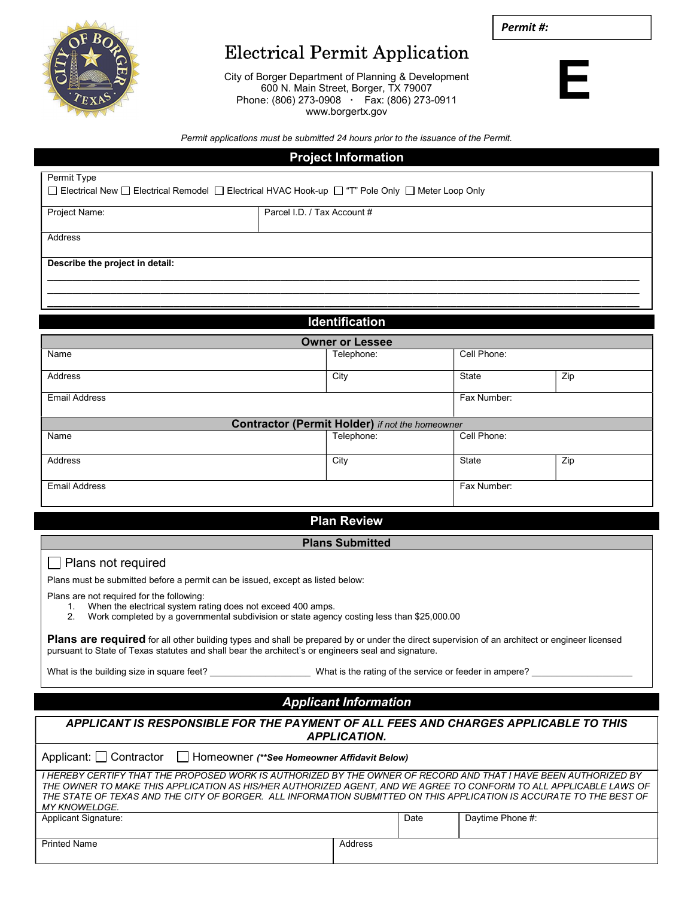**Permit #:**

# Electrical Permit Application

City of Borger Department of Planning & Development
600 N. Main Street, Borger, TX 79007
Phone: (806) 273-0908 · Fax: (806) 273-0911
www.borgertx.gov

**E**

*Permit applications must be submitted 24 hours prior to the issuance of the Permit.*

## Project Information

Permit Type
☐ Electrical New ☐ Electrical Remodel ☐ Electrical HVAC Hook-up ☐ "T" Pole Only ☐ Meter Loop Only

| Project Name: | Parcel I.D. / Tax Account # |
|---|---|

Address

**Describe the project in detail:**

_______________________________________________________________________________

_______________________________________________________________________________

_______________________________________________________________________________

## Identification

### Owner or Lessee

| Name | Telephone: | Cell Phone: | |
|---|---|---|---|
| Address | City | State | Zip |
| Email Address | | Fax Number: | |

### Contractor (Permit Holder) *if not the homeowner*

| Name | Telephone: | Cell Phone: | |
|---|---|---|---|
| Address | City | State | Zip |
| Email Address | | Fax Number: | |

## Plan Review

### Plans Submitted

☐ Plans not required

Plans must be submitted before a permit can be issued, except as listed below:

Plans are not required for the following:

1. When the electrical system rating does not exceed 400 amps.
2. Work completed by a governmental subdivision or state agency costing less than $25,000.00

**Plans are required** for all other building types and shall be prepared by or under the direct supervision of an architect or engineer licensed pursuant to State of Texas statutes and shall bear the architect's or engineers seal and signature.

What is the building size in square feet? ____________________ What is the rating of the service or feeder in ampere? ____________________

## *Applicant Information*

***APPLICANT IS RESPONSIBLE FOR THE PAYMENT OF ALL FEES AND CHARGES APPLICABLE TO THIS APPLICATION.***

Applicant: ☐ Contractor ☐ Homeowner ***(\*\*See Homeowner Affidavit Below)***

*I HEREBY CERTIFY THAT THE PROPOSED WORK IS AUTHORIZED BY THE OWNER OF RECORD AND THAT I HAVE BEEN AUTHORIZED BY THE OWNER TO MAKE THIS APPLICATION AS HIS/HER AUTHORIZED AGENT, AND WE AGREE TO CONFORM TO ALL APPLICABLE LAWS OF THE STATE OF TEXAS AND THE CITY OF BORGER. ALL INFORMATION SUBMITTED ON THIS APPLICATION IS ACCURATE TO THE BEST OF MY KNOWLEDGE.*

| Applicant Signature: | Date | Daytime Phone #: |
|---|---|---|
| Printed Name | Address | |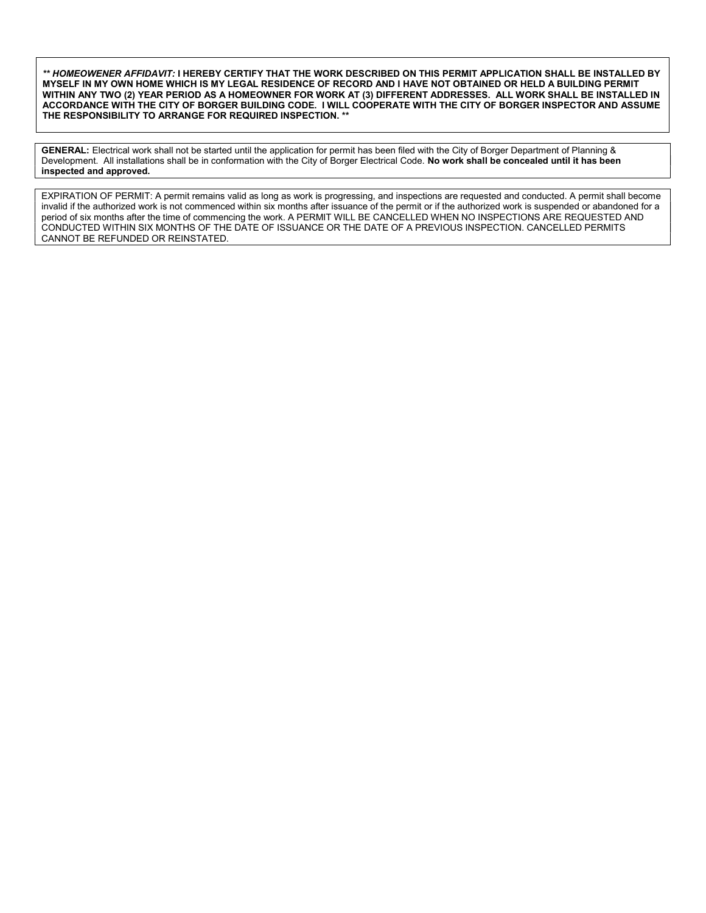***\*\* HOMEOWENER AFFIDAVIT:* I HEREBY CERTIFY THAT THE WORK DESCRIBED ON THIS PERMIT APPLICATION SHALL BE INSTALLED BY MYSELF IN MY OWN HOME WHICH IS MY LEGAL RESIDENCE OF RECORD AND I HAVE NOT OBTAINED OR HELD A BUILDING PERMIT WITHIN ANY TWO (2) YEAR PERIOD AS A HOMEOWNER FOR WORK AT (3) DIFFERENT ADDRESSES. ALL WORK SHALL BE INSTALLED IN ACCORDANCE WITH THE CITY OF BORGER BUILDING CODE. I WILL COOPERATE WITH THE CITY OF BORGER INSPECTOR AND ASSUME THE RESPONSIBILITY TO ARRANGE FOR REQUIRED INSPECTION. \*\***

**GENERAL:** Electrical work shall not be started until the application for permit has been filed with the City of Borger Department of Planning & Development. All installations shall be in conformation with the City of Borger Electrical Code. **No work shall be concealed until it has been inspected and approved.**

EXPIRATION OF PERMIT: A permit remains valid as long as work is progressing, and inspections are requested and conducted. A permit shall become invalid if the authorized work is not commenced within six months after issuance of the permit or if the authorized work is suspended or abandoned for a period of six months after the time of commencing the work. A PERMIT WILL BE CANCELLED WHEN NO INSPECTIONS ARE REQUESTED AND CONDUCTED WITHIN SIX MONTHS OF THE DATE OF ISSUANCE OR THE DATE OF A PREVIOUS INSPECTION. CANCELLED PERMITS CANNOT BE REFUNDED OR REINSTATED.